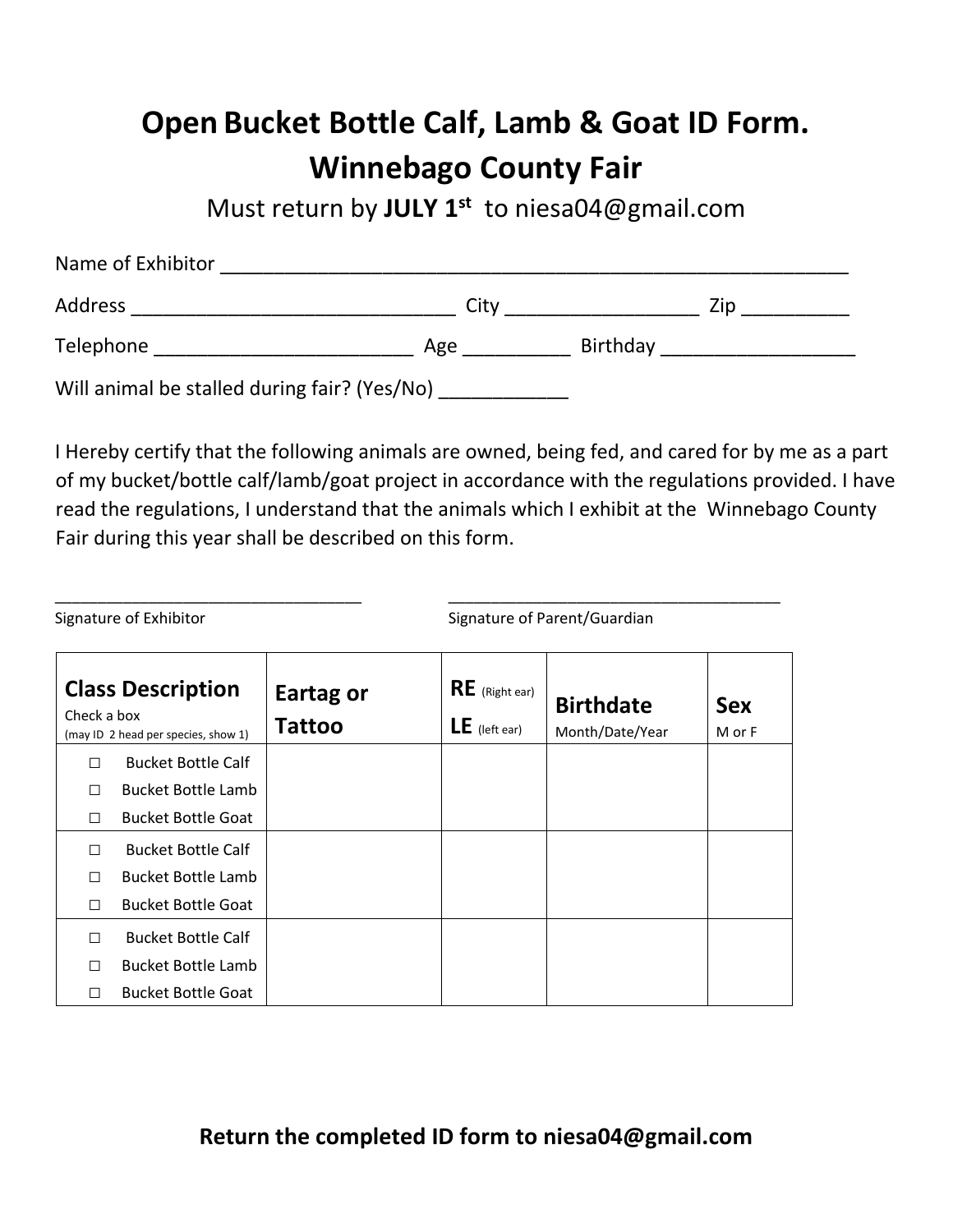# Open Bucket Bottle Calf, Lamb & Goat ID Form.
# Winnebago County Fair

Must return by **JULY 1st** to niesa04@gmail.com

Name of Exhibitor ____________________________________________________________

Address ______________________________ City __________________ Zip __________

Telephone ________________________ Age __________ Birthday __________________

Will animal be stalled during fair? (Yes/No) ____________

I Hereby certify that the following animals are owned, being fed, and cared for by me as a part of my bucket/bottle calf/lamb/goat project in accordance with the regulations provided. I have read the regulations, I understand that the animals which I exhibit at the Winnebago County Fair during this year shall be described on this form.

________________________________ ____________________________________

Signature of Exhibitor Signature of Parent/Guardian

| **Class Description** Check a box (may ID 2 head per species, show 1) | **Eartag or Tattoo** | **RE** (Right ear) **LE** (left ear) | **Birthdate** Month/Date/Year | **Sex** M or F |
|---|---|---|---|---|
| ☐ Bucket Bottle Calf<br>☐ Bucket Bottle Lamb<br>☐ Bucket Bottle Goat | | | | |
| ☐ Bucket Bottle Calf<br>☐ Bucket Bottle Lamb<br>☐ Bucket Bottle Goat | | | | |
| ☐ Bucket Bottle Calf<br>☐ Bucket Bottle Lamb<br>☐ Bucket Bottle Goat | | | | |

**Return the completed ID form to niesa04@gmail.com**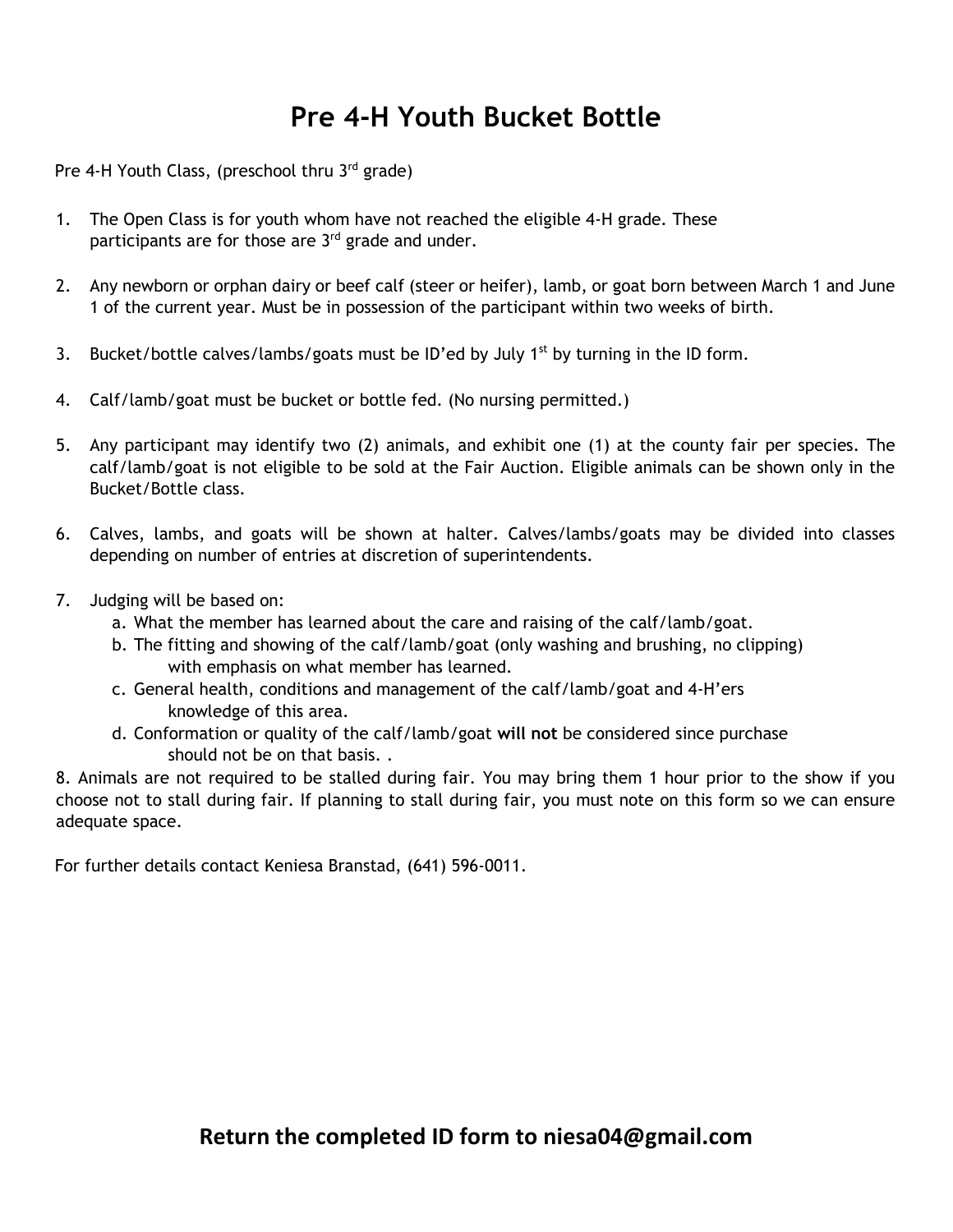# Pre 4-H Youth Bucket Bottle

Pre 4-H Youth Class, (preschool thru 3rd grade)

1. The Open Class is for youth whom have not reached the eligible 4-H grade. These participants are for those are 3rd grade and under.

2. Any newborn or orphan dairy or beef calf (steer or heifer), lamb, or goat born between March 1 and June 1 of the current year. Must be in possession of the participant within two weeks of birth.

3. Bucket/bottle calves/lambs/goats must be ID'ed by July 1st by turning in the ID form.

4. Calf/lamb/goat must be bucket or bottle fed. (No nursing permitted.)

5. Any participant may identify two (2) animals, and exhibit one (1) at the county fair per species. The calf/lamb/goat is not eligible to be sold at the Fair Auction. Eligible animals can be shown only in the Bucket/Bottle class.

6. Calves, lambs, and goats will be shown at halter. Calves/lambs/goats may be divided into classes depending on number of entries at discretion of superintendents.

7. Judging will be based on:
   a. What the member has learned about the care and raising of the calf/lamb/goat.
   b. The fitting and showing of the calf/lamb/goat (only washing and brushing, no clipping) with emphasis on what member has learned.
   c. General health, conditions and management of the calf/lamb/goat and 4-H'ers knowledge of this area.
   d. Conformation or quality of the calf/lamb/goat **will not** be considered since purchase should not be on that basis. .

8. Animals are not required to be stalled during fair. You may bring them 1 hour prior to the show if you choose not to stall during fair. If planning to stall during fair, you must note on this form so we can ensure adequate space.

For further details contact Keniesa Branstad, (641) 596-0011.

**Return the completed ID form to niesa04@gmail.com**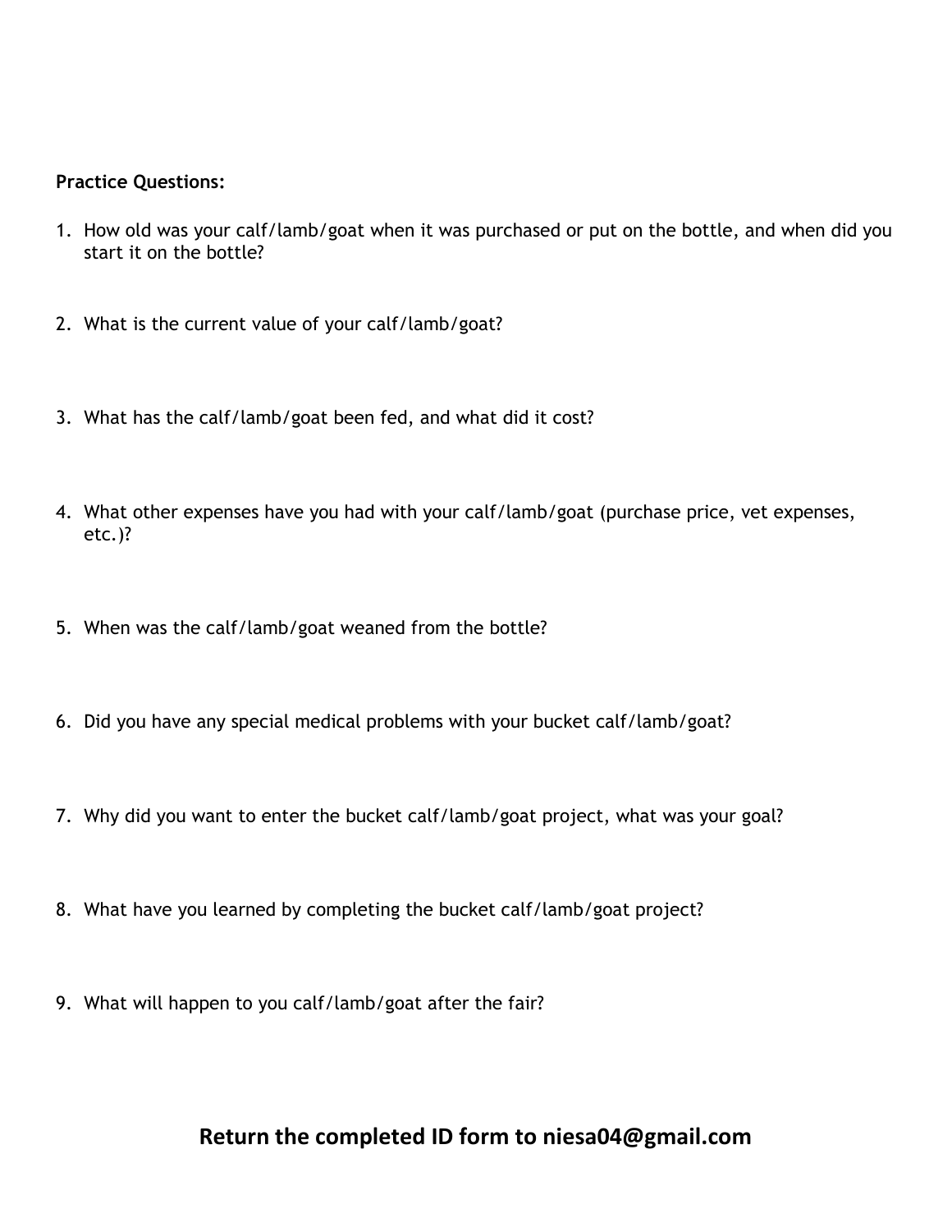**Practice Questions:**

1. How old was your calf/lamb/goat when it was purchased or put on the bottle, and when did you start it on the bottle?
2. What is the current value of your calf/lamb/goat?
3. What has the calf/lamb/goat been fed, and what did it cost?
4. What other expenses have you had with your calf/lamb/goat (purchase price, vet expenses, etc.)?
5. When was the calf/lamb/goat weaned from the bottle?
6. Did you have any special medical problems with your bucket calf/lamb/goat?
7. Why did you want to enter the bucket calf/lamb/goat project, what was your goal?
8. What have you learned by completing the bucket calf/lamb/goat project?
9. What will happen to you calf/lamb/goat after the fair?

**Return the completed ID form to niesa04@gmail.com**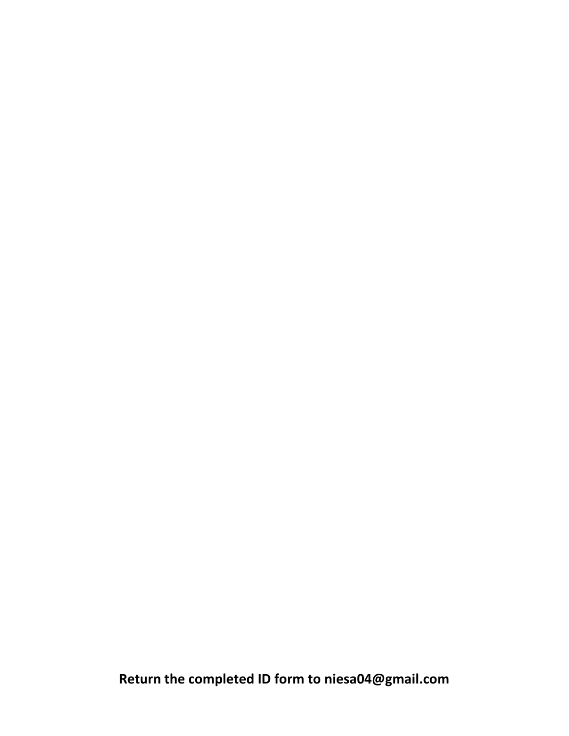**Return the completed ID form to niesa04@gmail.com**